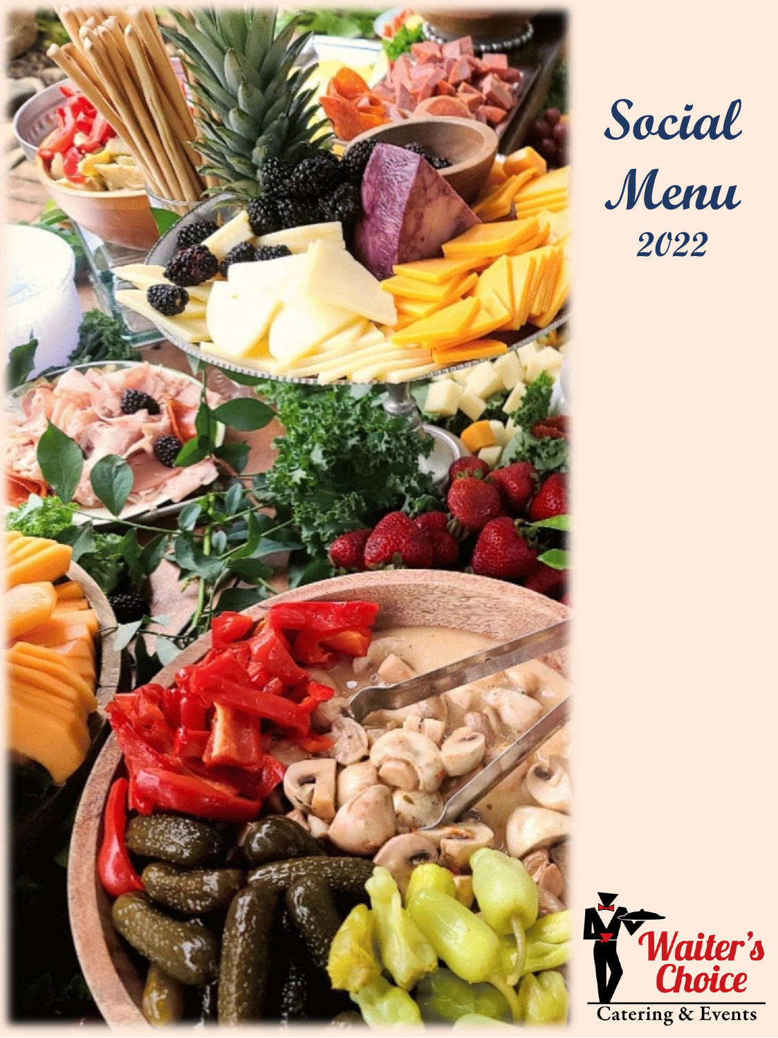# Social Menu 2022

Waiter's Choice

Catering & Events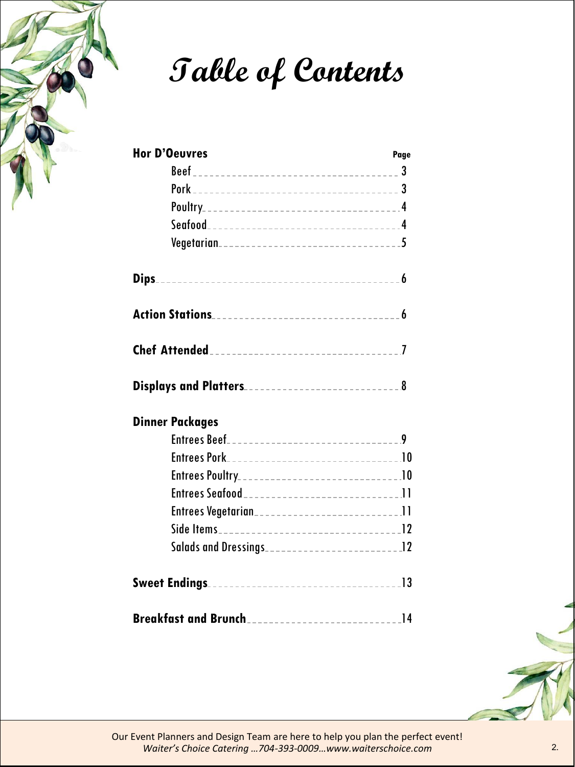# Table of Contents

| **Hor D'Oeuvres** | **Page** |
| --- | --- |
| Beef | 3 |
| Pork | 3 |
| Poultry | 4 |
| Seafood | 4 |
| Vegetarian | 5 |
| **Dips** | 6 |
| **Action Stations** | 6 |
| **Chef Attended** | 7 |
| **Displays and Platters** | 8 |
| **Dinner Packages** | |
| Entrees Beef | 9 |
| Entrees Pork | 10 |
| Entrees Poultry | 10 |
| Entrees Seafood | 11 |
| Entrees Vegetarian | 11 |
| Side Items | 12 |
| Salads and Dressings | 12 |
| **Sweet Endings** | 13 |
| **Breakfast and Brunch** | 14 |

Our Event Planners and Design Team are here to help you plan the perfect event!
*Waiter's Choice Catering …704-393-0009…www.waiterschoice.com*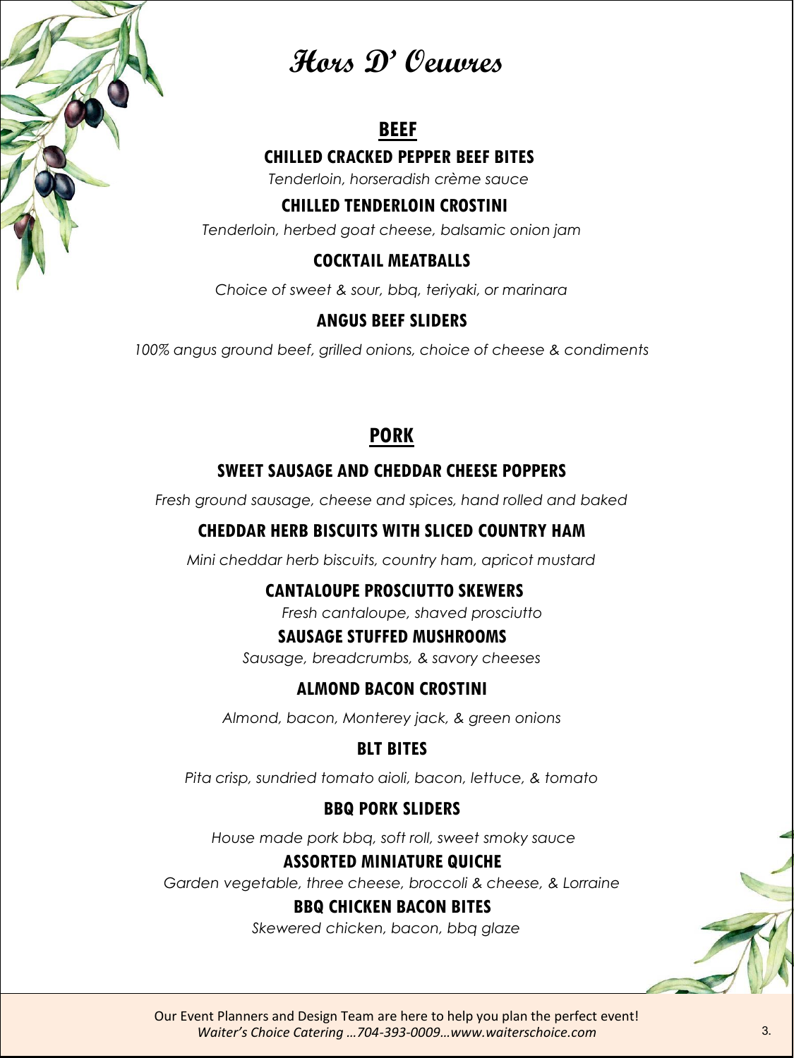# Hors D' Oeuvres

## BEEF

### CHILLED CRACKED PEPPER BEEF BITES

*Tenderloin, horseradish crème sauce*

### CHILLED TENDERLOIN CROSTINI

*Tenderloin, herbed goat cheese, balsamic onion jam*

### COCKTAIL MEATBALLS

*Choice of sweet & sour, bbq, teriyaki, or marinara*

### ANGUS BEEF SLIDERS

*100% angus ground beef, grilled onions, choice of cheese & condiments*

## PORK

### SWEET SAUSAGE AND CHEDDAR CHEESE POPPERS

*Fresh ground sausage, cheese and spices, hand rolled and baked*

### CHEDDAR HERB BISCUITS WITH SLICED COUNTRY HAM

*Mini cheddar herb biscuits, country ham, apricot mustard*

### CANTALOUPE PROSCIUTTO SKEWERS

*Fresh cantaloupe, shaved prosciutto*

### SAUSAGE STUFFED MUSHROOMS

*Sausage, breadcrumbs, & savory cheeses*

### ALMOND BACON CROSTINI

*Almond, bacon, Monterey jack, & green onions*

### BLT BITES

*Pita crisp, sundried tomato aioli, bacon, lettuce, & tomato*

### BBQ PORK SLIDERS

*House made pork bbq, soft roll, sweet smoky sauce*

### ASSORTED MINIATURE QUICHE

*Garden vegetable, three cheese, broccoli & cheese, & Lorraine*

### BBQ CHICKEN BACON BITES

*Skewered chicken, bacon, bbq glaze*

Our Event Planners and Design Team are here to help you plan the perfect event!
*Waiter's Choice Catering …704-393-0009…www.waiterschoice.com*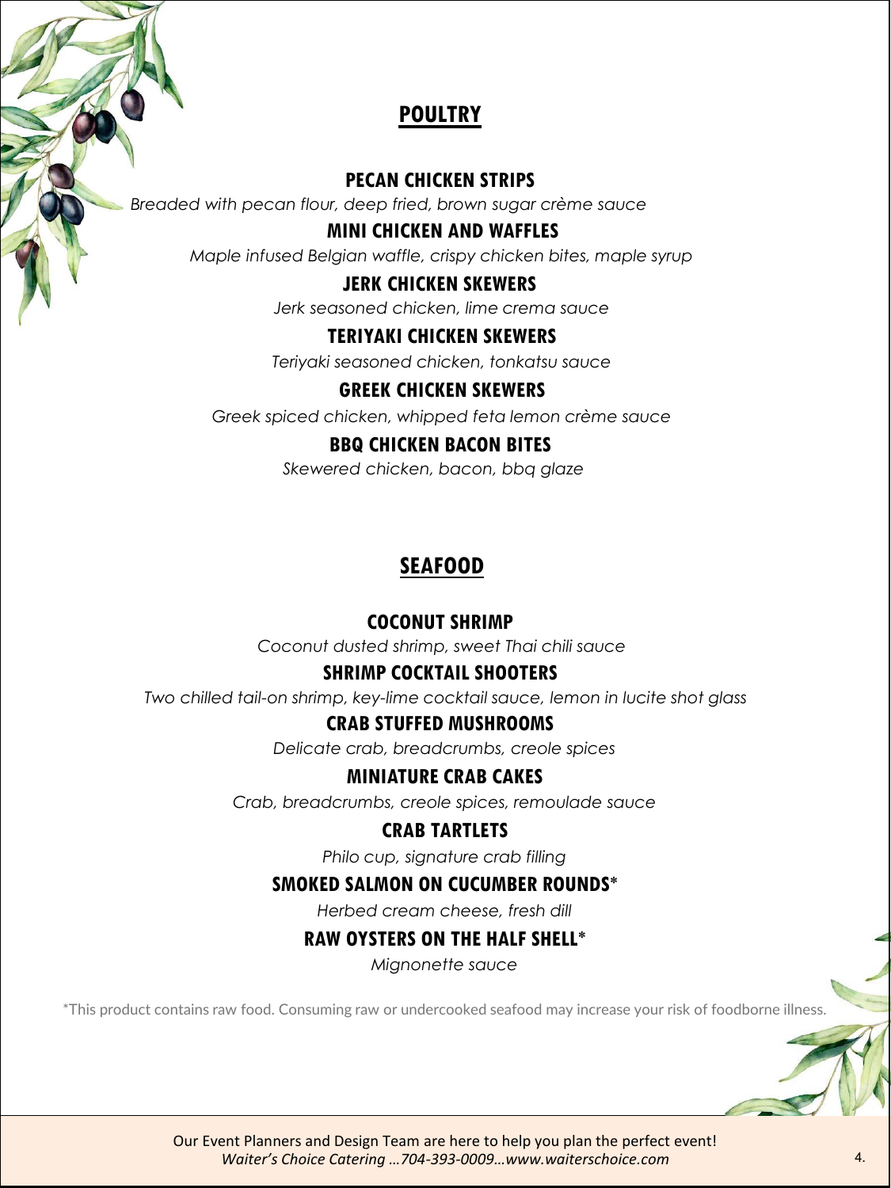## POULTRY

### PECAN CHICKEN STRIPS

*Breaded with pecan flour, deep fried, brown sugar crème sauce*

### MINI CHICKEN AND WAFFLES

*Maple infused Belgian waffle, crispy chicken bites, maple syrup*

### JERK CHICKEN SKEWERS

*Jerk seasoned chicken, lime crema sauce*

### TERIYAKI CHICKEN SKEWERS

*Teriyaki seasoned chicken, tonkatsu sauce*

### GREEK CHICKEN SKEWERS

*Greek spiced chicken, whipped feta lemon crème sauce*

### BBQ CHICKEN BACON BITES

*Skewered chicken, bacon, bbq glaze*

## SEAFOOD

### COCONUT SHRIMP

*Coconut dusted shrimp, sweet Thai chili sauce*

### SHRIMP COCKTAIL SHOOTERS

*Two chilled tail-on shrimp, key-lime cocktail sauce, lemon in lucite shot glass*

### CRAB STUFFED MUSHROOMS

*Delicate crab, breadcrumbs, creole spices*

### MINIATURE CRAB CAKES

*Crab, breadcrumbs, creole spices, remoulade sauce*

### CRAB TARTLETS

*Philo cup, signature crab filling*

### SMOKED SALMON ON CUCUMBER ROUNDS*

*Herbed cream cheese, fresh dill*

### RAW OYSTERS ON THE HALF SHELL*

*Mignonette sauce*

*This product contains raw food. Consuming raw or undercooked seafood may increase your risk of foodborne illness.

Our Event Planners and Design Team are here to help you plan the perfect event!
*Waiter's Choice Catering …704-393-0009…www.waiterschoice.com*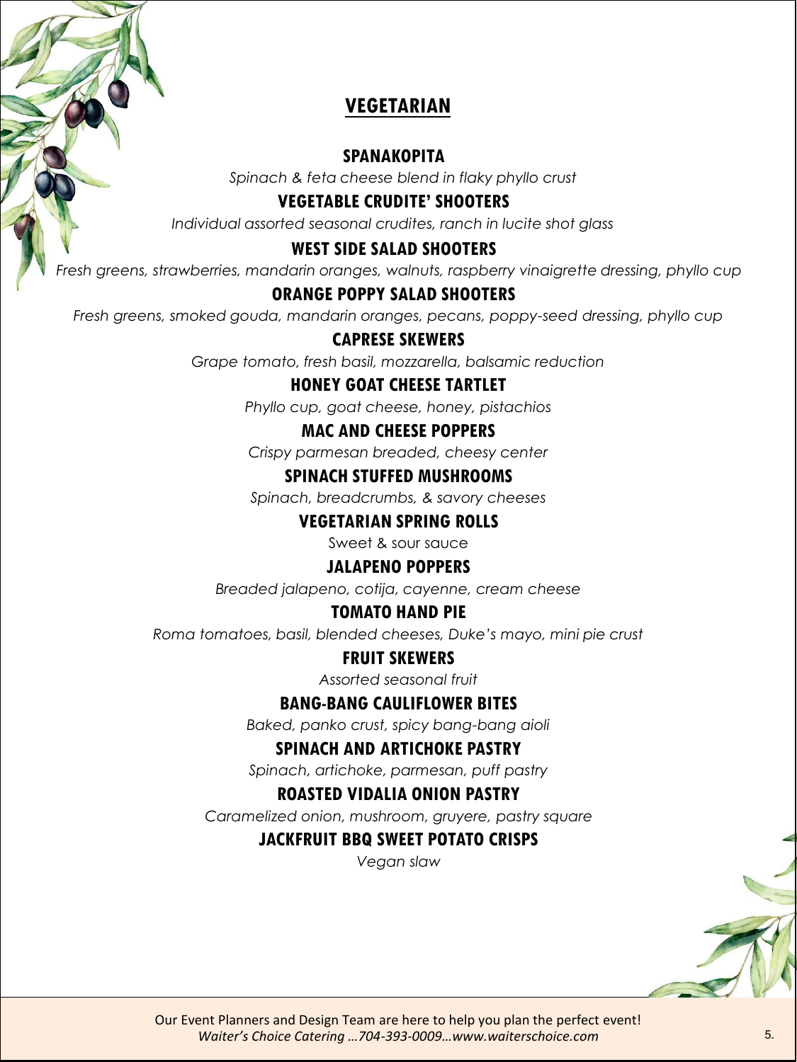## VEGETARIAN

### SPANAKOPITA

*Spinach & feta cheese blend in flaky phyllo crust*

### VEGETABLE CRUDITE' SHOOTERS

*Individual assorted seasonal crudites, ranch in lucite shot glass*

### WEST SIDE SALAD SHOOTERS

*Fresh greens, strawberries, mandarin oranges, walnuts, raspberry vinaigrette dressing, phyllo cup*

### ORANGE POPPY SALAD SHOOTERS

*Fresh greens, smoked gouda, mandarin oranges, pecans, poppy-seed dressing, phyllo cup*

### CAPRESE SKEWERS

*Grape tomato, fresh basil, mozzarella, balsamic reduction*

### HONEY GOAT CHEESE TARTLET

*Phyllo cup, goat cheese, honey, pistachios*

### MAC AND CHEESE POPPERS

*Crispy parmesan breaded, cheesy center*

### SPINACH STUFFED MUSHROOMS

*Spinach, breadcrumbs, & savory cheeses*

### VEGETARIAN SPRING ROLLS

Sweet & sour sauce

### JALAPENO POPPERS

*Breaded jalapeno, cotija, cayenne, cream cheese*

### TOMATO HAND PIE

*Roma tomatoes, basil, blended cheeses, Duke's mayo, mini pie crust*

### FRUIT SKEWERS

*Assorted seasonal fruit*

### BANG-BANG CAULIFLOWER BITES

*Baked, panko crust, spicy bang-bang aioli*

### SPINACH AND ARTICHOKE PASTRY

*Spinach, artichoke, parmesan, puff pastry*

### ROASTED VIDALIA ONION PASTRY

*Caramelized onion, mushroom, gruyere, pastry square*

### JACKFRUIT BBQ SWEET POTATO CRISPS

*Vegan slaw*

Our Event Planners and Design Team are here to help you plan the perfect event!
*Waiter's Choice Catering …704-393-0009…www.waiterschoice.com*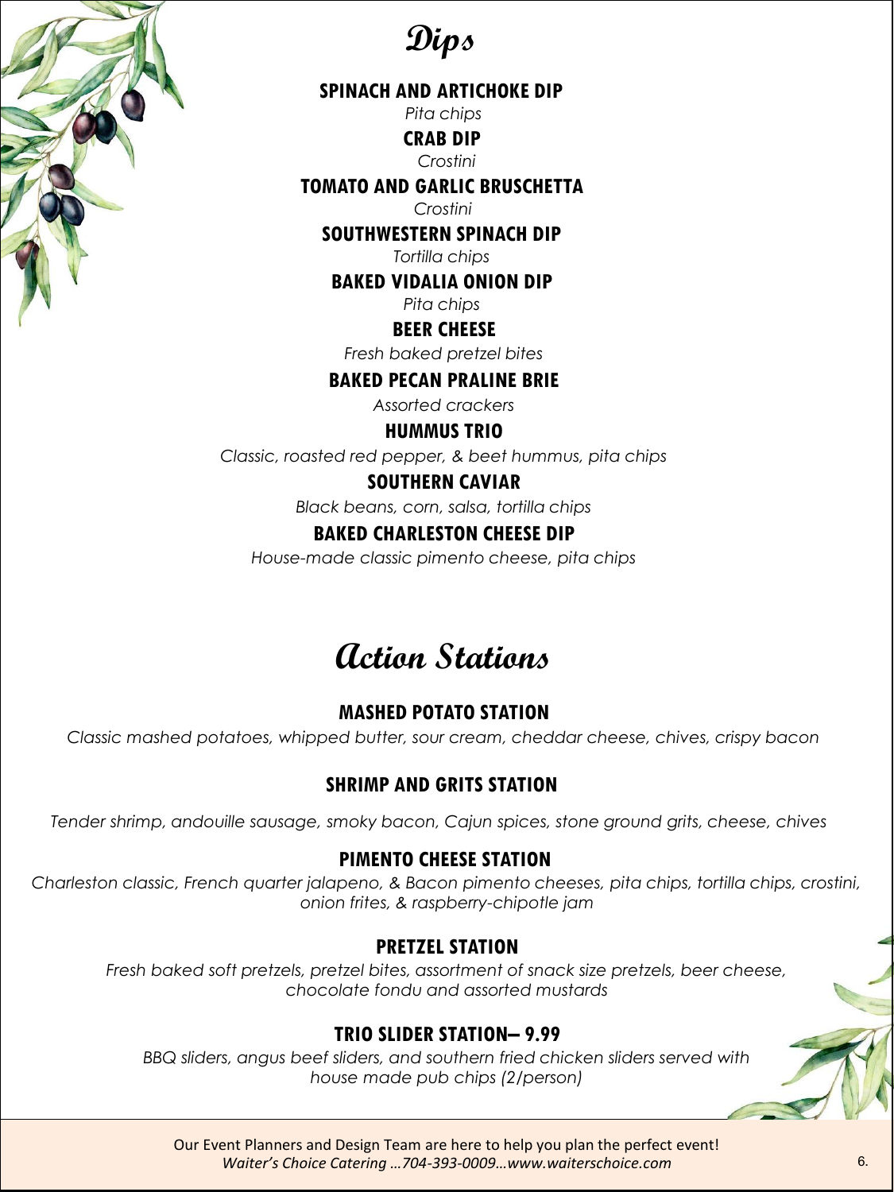# Dips

**SPINACH AND ARTICHOKE DIP**
*Pita chips*

**CRAB DIP**
*Crostini*

**TOMATO AND GARLIC BRUSCHETTA**
*Crostini*

**SOUTHWESTERN SPINACH DIP**
*Tortilla chips*

**BAKED VIDALIA ONION DIP**
*Pita chips*

**BEER CHEESE**
*Fresh baked pretzel bites*

**BAKED PECAN PRALINE BRIE**
*Assorted crackers*

**HUMMUS TRIO**
*Classic, roasted red pepper, & beet hummus, pita chips*

**SOUTHERN CAVIAR**
*Black beans, corn, salsa, tortilla chips*

**BAKED CHARLESTON CHEESE DIP**
*House-made classic pimento cheese, pita chips*

# Action Stations

**MASHED POTATO STATION**
*Classic mashed potatoes, whipped butter, sour cream, cheddar cheese, chives, crispy bacon*

**SHRIMP AND GRITS STATION**
*Tender shrimp, andouille sausage, smoky bacon, Cajun spices, stone ground grits, cheese, chives*

**PIMENTO CHEESE STATION**
*Charleston classic, French quarter jalapeno, & Bacon pimento cheeses, pita chips, tortilla chips, crostini, onion frites, & raspberry-chipotle jam*

**PRETZEL STATION**
*Fresh baked soft pretzels, pretzel bites, assortment of snack size pretzels, beer cheese, chocolate fondu and assorted mustards*

**TRIO SLIDER STATION– 9.99**
*BBQ sliders, angus beef sliders, and southern fried chicken sliders served with house made pub chips (2/person)*

Our Event Planners and Design Team are here to help you plan the perfect event!
*Waiter's Choice Catering …704-393-0009…www.waiterschoice.com*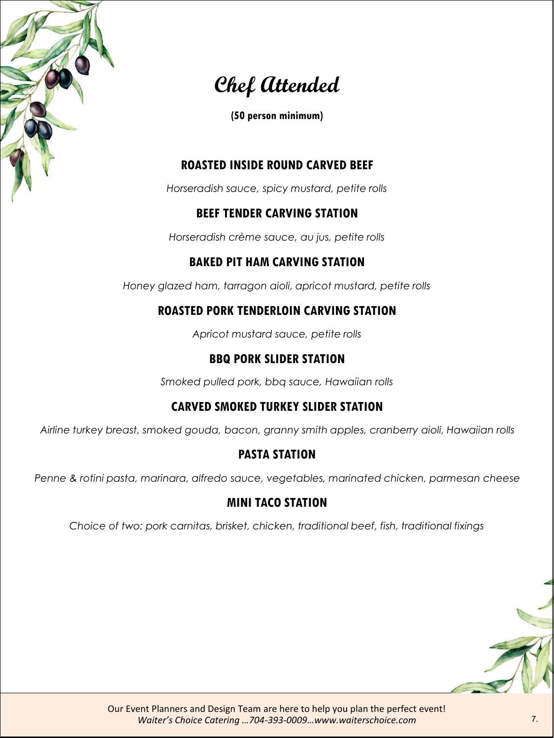# Chef Attended

**(50 person minimum)**

### ROASTED INSIDE ROUND CARVED BEEF

*Horseradish sauce, spicy mustard, petite rolls*

### BEEF TENDER CARVING STATION

*Horseradish crème sauce, au jus, petite rolls*

### BAKED PIT HAM CARVING STATION

*Honey glazed ham, tarragon aioli, apricot mustard, petite rolls*

### ROASTED PORK TENDERLOIN CARVING STATION

*Apricot mustard sauce, petite rolls*

### BBQ PORK SLIDER STATION

*Smoked pulled pork, bbq sauce, Hawaiian rolls*

### CARVED SMOKED TURKEY SLIDER STATION

*Airline turkey breast, smoked gouda, bacon, granny smith apples, cranberry aioli, Hawaiian rolls*

### PASTA STATION

*Penne & rotini pasta, marinara, alfredo sauce, vegetables, marinated chicken, parmesan cheese*

### MINI TACO STATION

*Choice of two: pork carnitas, brisket, chicken, traditional beef, fish, traditional fixings*

Our Event Planners and Design Team are here to help you plan the perfect event!
*Waiter's Choice Catering …704-393-0009…www.waiterschoice.com*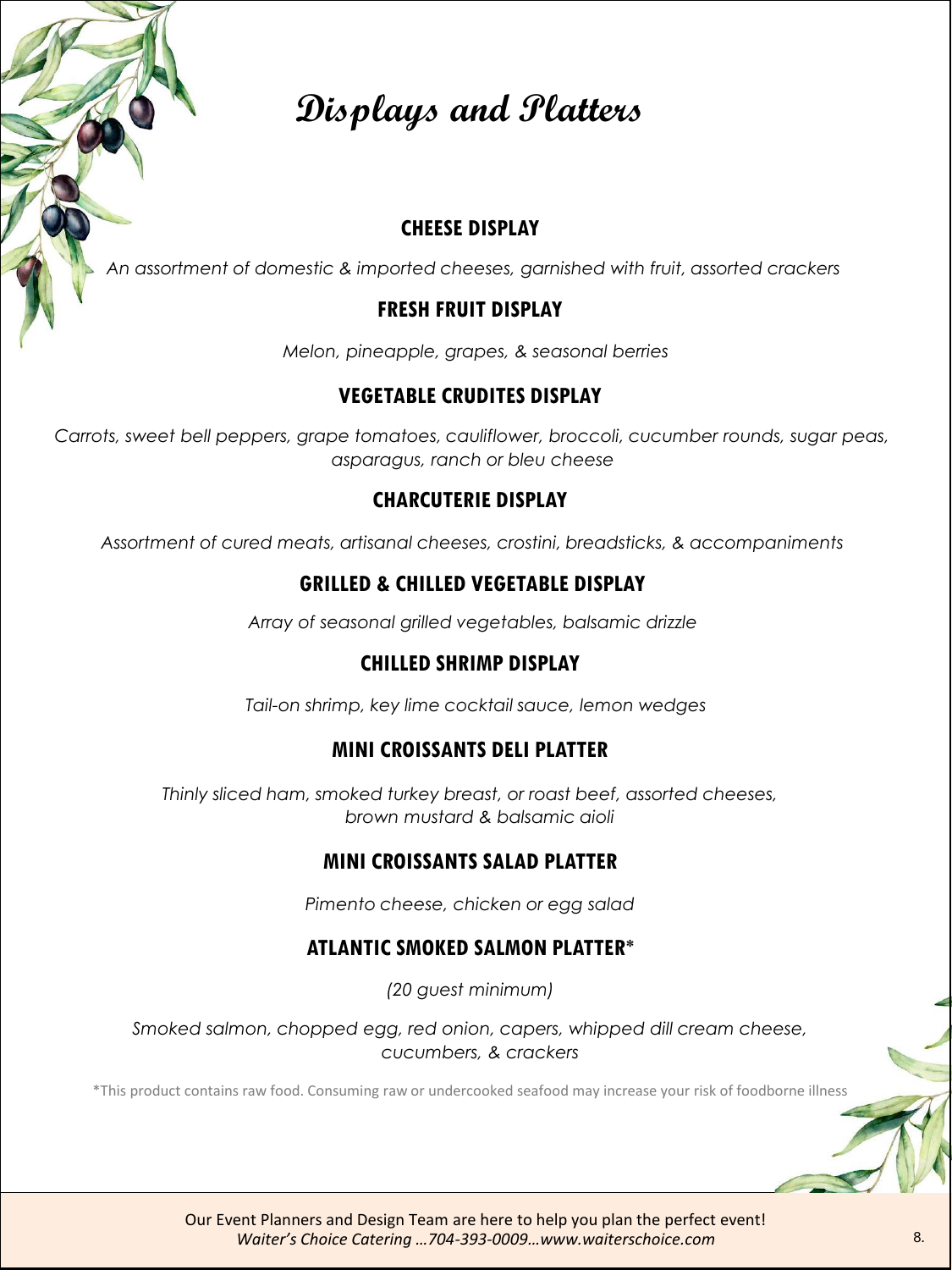# Displays and Platters

### CHEESE DISPLAY

*An assortment of domestic & imported cheeses, garnished with fruit, assorted crackers*

### FRESH FRUIT DISPLAY

*Melon, pineapple, grapes, & seasonal berries*

### VEGETABLE CRUDITES DISPLAY

*Carrots, sweet bell peppers, grape tomatoes, cauliflower, broccoli, cucumber rounds, sugar peas, asparagus, ranch or bleu cheese*

### CHARCUTERIE DISPLAY

*Assortment of cured meats, artisanal cheeses, crostini, breadsticks, & accompaniments*

### GRILLED & CHILLED VEGETABLE DISPLAY

*Array of seasonal grilled vegetables, balsamic drizzle*

### CHILLED SHRIMP DISPLAY

*Tail-on shrimp, key lime cocktail sauce, lemon wedges*

### MINI CROISSANTS DELI PLATTER

*Thinly sliced ham, smoked turkey breast, or roast beef, assorted cheeses, brown mustard & balsamic aioli*

### MINI CROISSANTS SALAD PLATTER

*Pimento cheese, chicken or egg salad*

### ATLANTIC SMOKED SALMON PLATTER*

*(20 guest minimum)*

*Smoked salmon, chopped egg, red onion, capers, whipped dill cream cheese, cucumbers, & crackers*

*This product contains raw food. Consuming raw or undercooked seafood may increase your risk of foodborne illness

Our Event Planners and Design Team are here to help you plan the perfect event!
*Waiter's Choice Catering …704-393-0009…www.waiterschoice.com*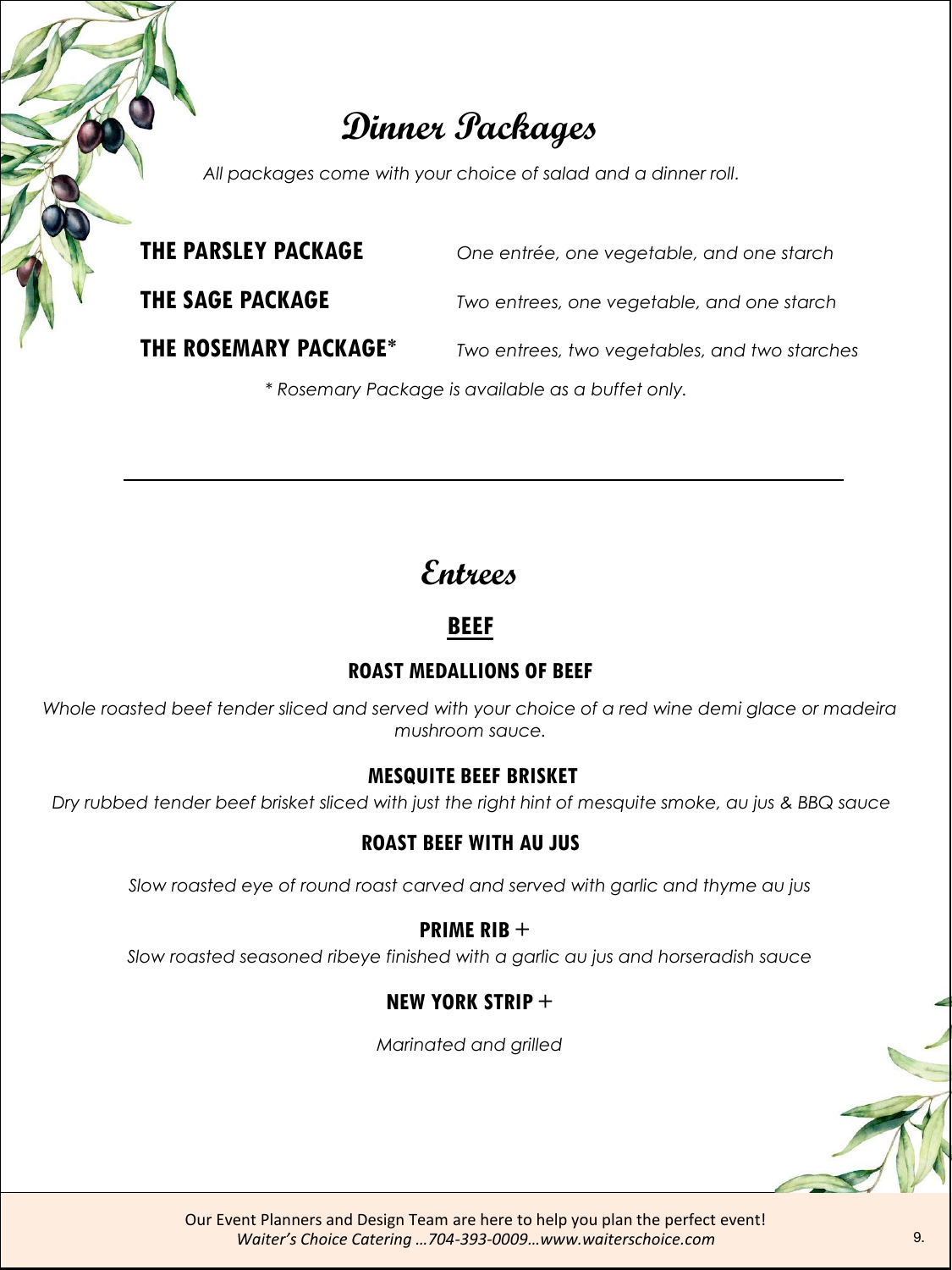# Dinner Packages

*All packages come with your choice of salad and a dinner roll.*

**THE PARSLEY PACKAGE** — *One entrée, one vegetable, and one starch*

**THE SAGE PACKAGE** — *Two entrees, one vegetable, and one starch*

**THE ROSEMARY PACKAGE*** — *Two entrees, two vegetables, and two starches*

** Rosemary Package is available as a buffet only.*

---

# Entrees

## BEEF

### ROAST MEDALLIONS OF BEEF

*Whole roasted beef tender sliced and served with your choice of a red wine demi glace or madeira mushroom sauce.*

### MESQUITE BEEF BRISKET

*Dry rubbed tender beef brisket sliced with just the right hint of mesquite smoke, au jus & BBQ sauce*

### ROAST BEEF WITH AU JUS

*Slow roasted eye of round roast carved and served with garlic and thyme au jus*

### PRIME RIB +

*Slow roasted seasoned ribeye finished with a garlic au jus and horseradish sauce*

### NEW YORK STRIP +

*Marinated and grilled*

Our Event Planners and Design Team are here to help you plan the perfect event!
*Waiter's Choice Catering …704-393-0009…www.waiterschoice.com*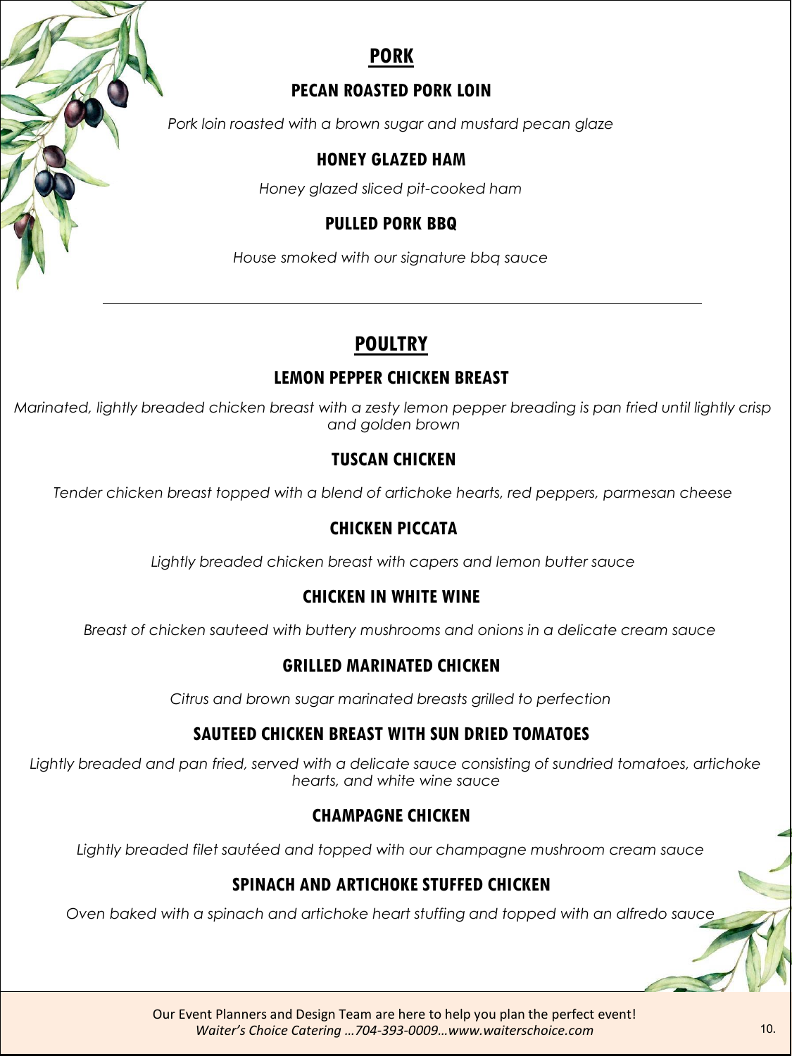## PORK

### PECAN ROASTED PORK LOIN

*Pork loin roasted with a brown sugar and mustard pecan glaze*

### HONEY GLAZED HAM

*Honey glazed sliced pit-cooked ham*

### PULLED PORK BBQ

*House smoked with our signature bbq sauce*

---

## POULTRY

### LEMON PEPPER CHICKEN BREAST

*Marinated, lightly breaded chicken breast with a zesty lemon pepper breading is pan fried until lightly crisp and golden brown*

### TUSCAN CHICKEN

*Tender chicken breast topped with a blend of artichoke hearts, red peppers, parmesan cheese*

### CHICKEN PICCATA

*Lightly breaded chicken breast with capers and lemon butter sauce*

### CHICKEN IN WHITE WINE

*Breast of chicken sauteed with buttery mushrooms and onions in a delicate cream sauce*

### GRILLED MARINATED CHICKEN

*Citrus and brown sugar marinated breasts grilled to perfection*

### SAUTEED CHICKEN BREAST WITH SUN DRIED TOMATOES

*Lightly breaded and pan fried, served with a delicate sauce consisting of sundried tomatoes, artichoke hearts, and white wine sauce*

### CHAMPAGNE CHICKEN

*Lightly breaded filet sautéed and topped with our champagne mushroom cream sauce*

### SPINACH AND ARTICHOKE STUFFED CHICKEN

*Oven baked with a spinach and artichoke heart stuffing and topped with an alfredo sauce*

Our Event Planners and Design Team are here to help you plan the perfect event!
*Waiter's Choice Catering …704-393-0009…www.waiterschoice.com*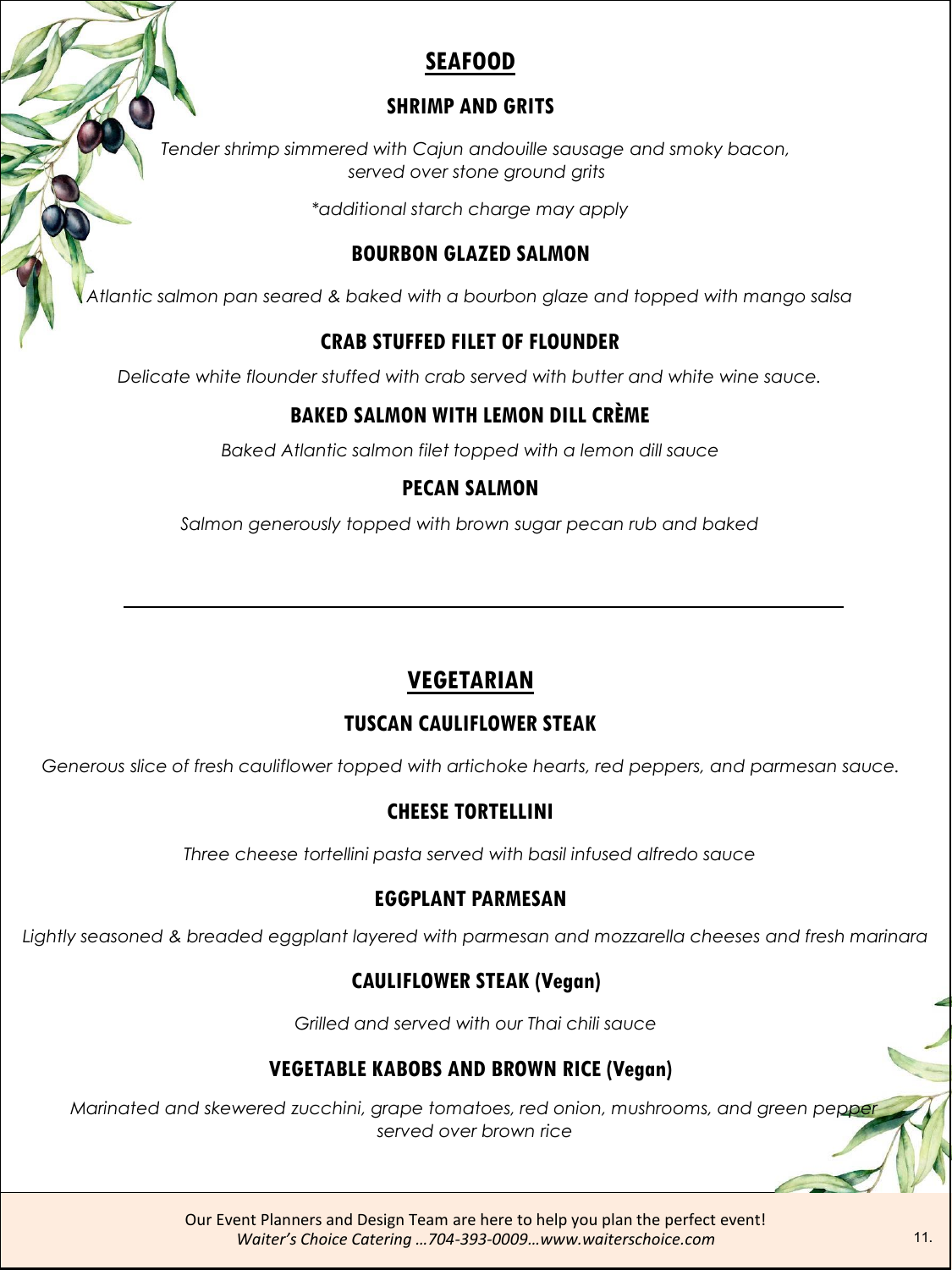## SEAFOOD

### SHRIMP AND GRITS

*Tender shrimp simmered with Cajun andouille sausage and smoky bacon, served over stone ground grits*

*\*additional starch charge may apply*

### BOURBON GLAZED SALMON

*Atlantic salmon pan seared & baked with a bourbon glaze and topped with mango salsa*

### CRAB STUFFED FILET OF FLOUNDER

*Delicate white flounder stuffed with crab served with butter and white wine sauce.*

### BAKED SALMON WITH LEMON DILL CRÈME

*Baked Atlantic salmon filet topped with a lemon dill sauce*

### PECAN SALMON

*Salmon generously topped with brown sugar pecan rub and baked*

---

## VEGETARIAN

### TUSCAN CAULIFLOWER STEAK

*Generous slice of fresh cauliflower topped with artichoke hearts, red peppers, and parmesan sauce.*

### CHEESE TORTELLINI

*Three cheese tortellini pasta served with basil infused alfredo sauce*

### EGGPLANT PARMESAN

*Lightly seasoned & breaded eggplant layered with parmesan and mozzarella cheeses and fresh marinara*

### CAULIFLOWER STEAK (Vegan)

*Grilled and served with our Thai chili sauce*

### VEGETABLE KABOBS AND BROWN RICE (Vegan)

*Marinated and skewered zucchini, grape tomatoes, red onion, mushrooms, and green pepper served over brown rice*

Our Event Planners and Design Team are here to help you plan the perfect event!
*Waiter's Choice Catering …704-393-0009…www.waiterschoice.com*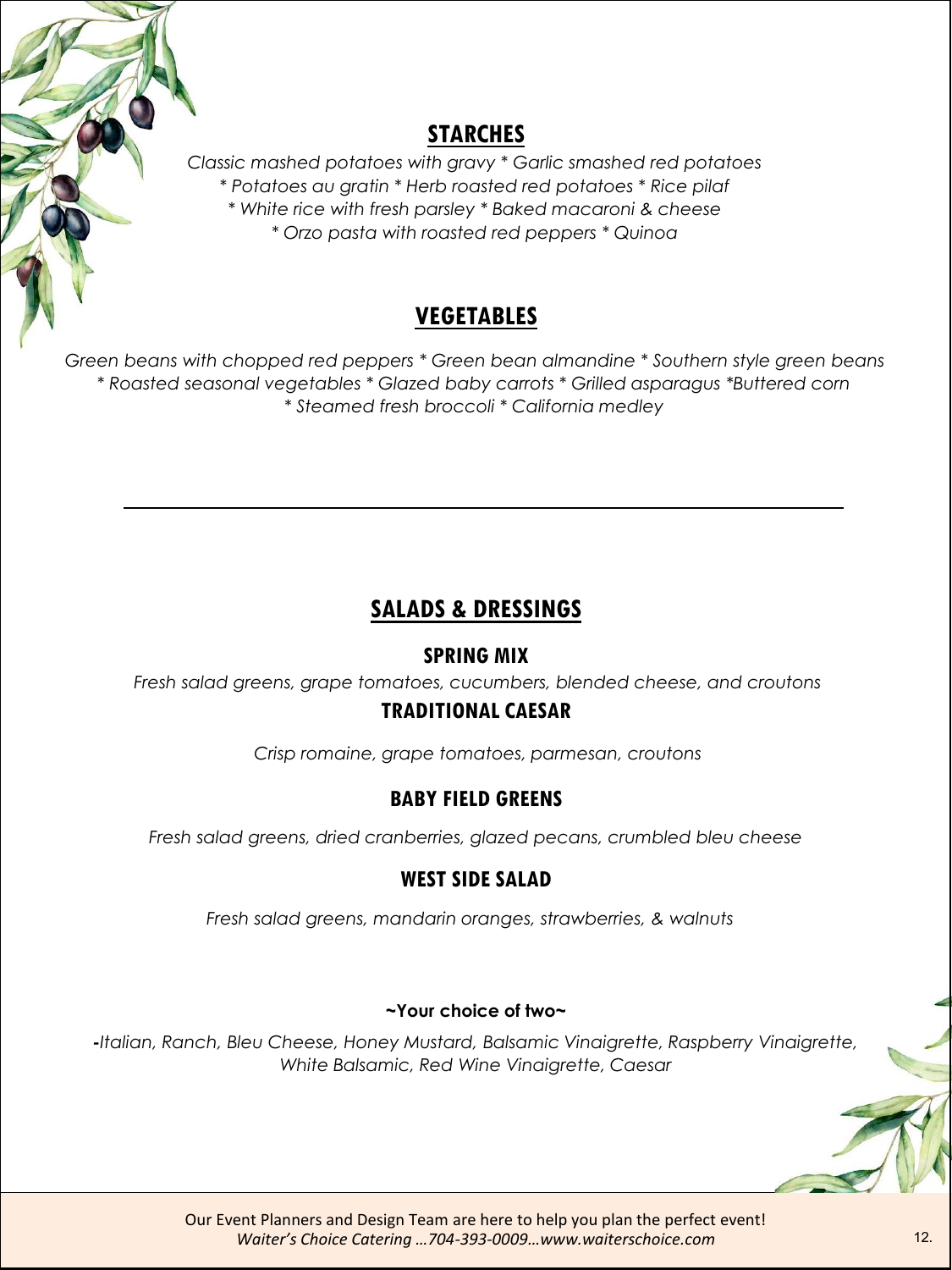## STARCHES

*Classic mashed potatoes with gravy * Garlic smashed red potatoes
* Potatoes au gratin * Herb roasted red potatoes * Rice pilaf
* White rice with fresh parsley * Baked macaroni & cheese
* Orzo pasta with roasted red peppers * Quinoa*

## VEGETABLES

*Green beans with chopped red peppers * Green bean almandine * Southern style green beans
* Roasted seasonal vegetables * Glazed baby carrots * Grilled asparagus *Buttered corn
* Steamed fresh broccoli * California medley*

---

## SALADS & DRESSINGS

### SPRING MIX

*Fresh salad greens, grape tomatoes, cucumbers, blended cheese, and croutons*

### TRADITIONAL CAESAR

*Crisp romaine, grape tomatoes, parmesan, croutons*

### BABY FIELD GREENS

*Fresh salad greens, dried cranberries, glazed pecans, crumbled bleu cheese*

### WEST SIDE SALAD

*Fresh salad greens, mandarin oranges, strawberries, & walnuts*

**~Your choice of two~**

-*Italian, Ranch, Bleu Cheese, Honey Mustard, Balsamic Vinaigrette, Raspberry Vinaigrette, White Balsamic, Red Wine Vinaigrette, Caesar*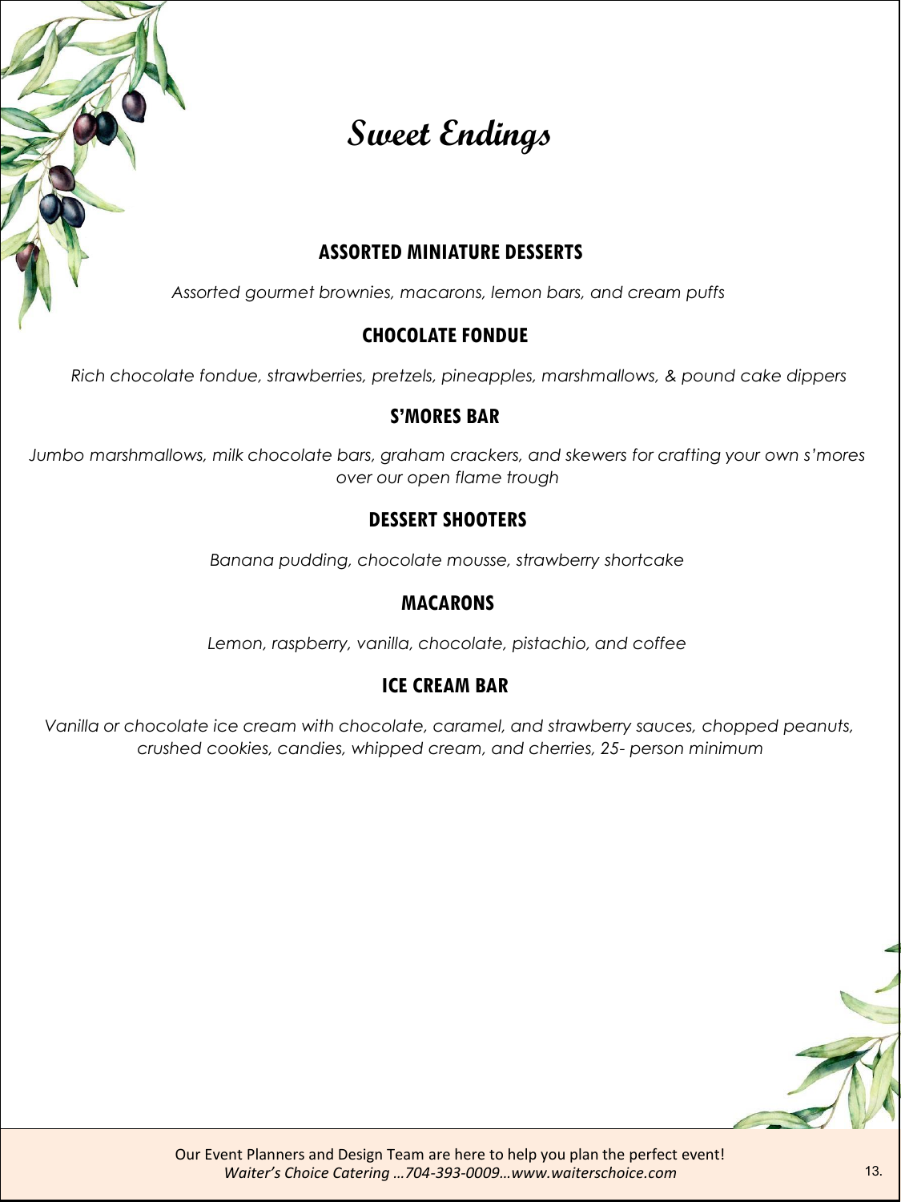# Sweet Endings

## ASSORTED MINIATURE DESSERTS

*Assorted gourmet brownies, macarons, lemon bars, and cream puffs*

## CHOCOLATE FONDUE

*Rich chocolate fondue, strawberries, pretzels, pineapples, marshmallows, & pound cake dippers*

## S'MORES BAR

*Jumbo marshmallows, milk chocolate bars, graham crackers, and skewers for crafting your own s'mores over our open flame trough*

## DESSERT SHOOTERS

*Banana pudding, chocolate mousse, strawberry shortcake*

## MACARONS

*Lemon, raspberry, vanilla, chocolate, pistachio, and coffee*

## ICE CREAM BAR

*Vanilla or chocolate ice cream with chocolate, caramel, and strawberry sauces, chopped peanuts, crushed cookies, candies, whipped cream, and cherries, 25- person minimum*

Our Event Planners and Design Team are here to help you plan the perfect event!
*Waiter's Choice Catering …704-393-0009…www.waiterschoice.com*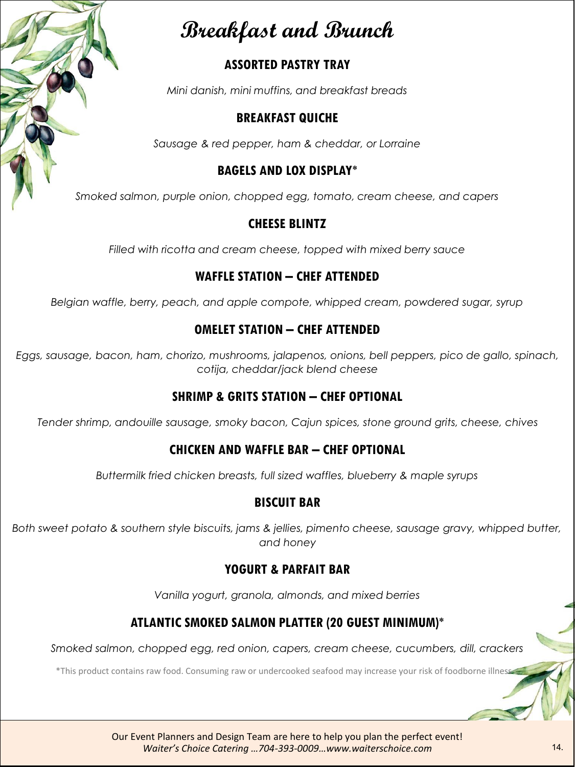# Breakfast and Brunch

### ASSORTED PASTRY TRAY

*Mini danish, mini muffins, and breakfast breads*

### BREAKFAST QUICHE

*Sausage & red pepper, ham & cheddar, or Lorraine*

### BAGELS AND LOX DISPLAY*

*Smoked salmon, purple onion, chopped egg, tomato, cream cheese, and capers*

### CHEESE BLINTZ

*Filled with ricotta and cream cheese, topped with mixed berry sauce*

### WAFFLE STATION – CHEF ATTENDED

*Belgian waffle, berry, peach, and apple compote, whipped cream, powdered sugar, syrup*

### OMELET STATION – CHEF ATTENDED

*Eggs, sausage, bacon, ham, chorizo, mushrooms, jalapenos, onions, bell peppers, pico de gallo, spinach, cotija, cheddar/jack blend cheese*

### SHRIMP & GRITS STATION – CHEF OPTIONAL

*Tender shrimp, andouille sausage, smoky bacon, Cajun spices, stone ground grits, cheese, chives*

### CHICKEN AND WAFFLE BAR – CHEF OPTIONAL

*Buttermilk fried chicken breasts, full sized waffles, blueberry & maple syrups*

### BISCUIT BAR

*Both sweet potato & southern style biscuits, jams & jellies, pimento cheese, sausage gravy, whipped butter, and honey*

### YOGURT & PARFAIT BAR

*Vanilla yogurt, granola, almonds, and mixed berries*

### ATLANTIC SMOKED SALMON PLATTER (20 GUEST MINIMUM)*

*Smoked salmon, chopped egg, red onion, capers, cream cheese, cucumbers, dill, crackers*

*This product contains raw food. Consuming raw or undercooked seafood may increase your risk of foodborne illness.

Our Event Planners and Design Team are here to help you plan the perfect event!
*Waiter's Choice Catering …704-393-0009…www.waiterschoice.com*